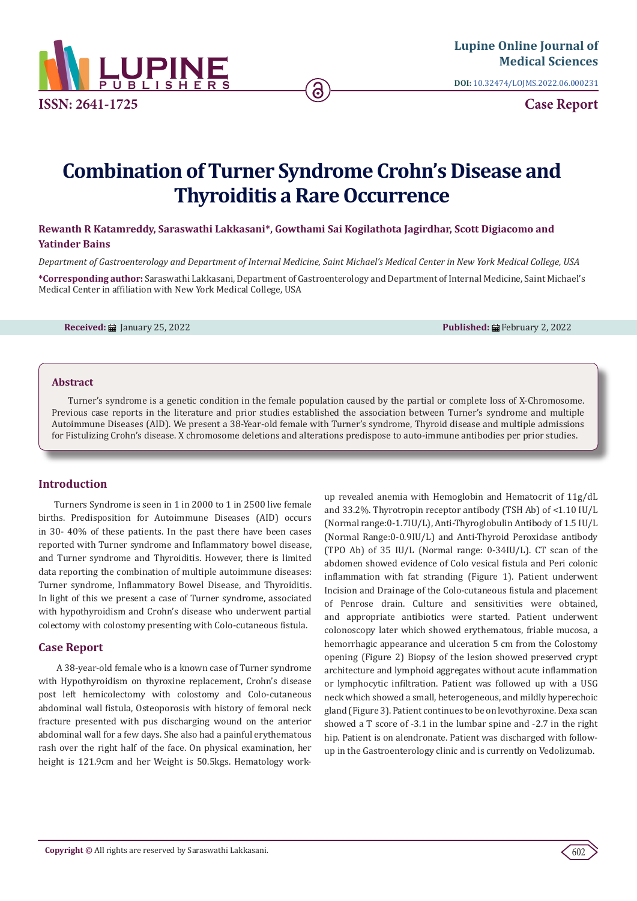# Combination of Turner Syndrome Crohn's Disease and Thyroiditis a Rare Occurrence

**Rewanth R Katamreddy, Saraswathi Lakkasani\*, Gowthami Sai Kogilathota Jagirdhar, Scott Digiacomo and Yatinder Bains**

*Department of Gastroenterology and Department of Internal Medicine, Saint Michael's Medical Center in New York Medical College, USA*

**\*Corresponding author:** Saraswathi Lakkasani, Department of Gastroenterology and Department of Internal Medicine, Saint Michael's Medical Center in affiliation with New York Medical College, USA

**Received:** January 25, 2022 **Published:** February 2, 2022

## Abstract

Turner's syndrome is a genetic condition in the female population caused by the partial or complete loss of X-Chromosome. Previous case reports in the literature and prior studies established the association between Turner's syndrome and multiple Autoimmune Diseases (AID). We present a 38-Year-old female with Turner's syndrome, Thyroid disease and multiple admissions for Fistulizing Crohn's disease. X chromosome deletions and alterations predispose to auto-immune antibodies per prior studies.

## Introduction

Turners Syndrome is seen in 1 in 2000 to 1 in 2500 live female births. Predisposition for Autoimmune Diseases (AID) occurs in 30- 40% of these patients. In the past there have been cases reported with Turner syndrome and Inflammatory bowel disease, and Turner syndrome and Thyroiditis. However, there is limited data reporting the combination of multiple autoimmune diseases: Turner syndrome, Inflammatory Bowel Disease, and Thyroiditis. In light of this we present a case of Turner syndrome, associated with hypothyroidism and Crohn's disease who underwent partial colectomy with colostomy presenting with Colo-cutaneous fistula.

## Case Report

A 38-year-old female who is a known case of Turner syndrome with Hypothyroidism on thyroxine replacement, Crohn's disease post left hemicolectomy with colostomy and Colo-cutaneous abdominal wall fistula, Osteoporosis with history of femoral neck fracture presented with pus discharging wound on the anterior abdominal wall for a few days. She also had a painful erythematous rash over the right half of the face. On physical examination, her height is 121.9cm and her Weight is 50.5kgs. Hematology work-up revealed anemia with Hemoglobin and Hematocrit of 11g/dL and 33.2%. Thyrotropin receptor antibody (TSH Ab) of <1.10 IU/L (Normal range:0-1.7IU/L), Anti-Thyroglobulin Antibody of 1.5 IU/L (Normal Range:0-0.9IU/L) and Anti-Thyroid Peroxidase antibody (TPO Ab) of 35 IU/L (Normal range: 0-34IU/L). CT scan of the abdomen showed evidence of Colo vesical fistula and Peri colonic inflammation with fat stranding (Figure 1). Patient underwent Incision and Drainage of the Colo-cutaneous fistula and placement of Penrose drain. Culture and sensitivities were obtained, and appropriate antibiotics were started. Patient underwent colonoscopy later which showed erythematous, friable mucosa, a hemorrhagic appearance and ulceration 5 cm from the Colostomy opening (Figure 2) Biopsy of the lesion showed preserved crypt architecture and lymphoid aggregates without acute inflammation or lymphocytic infiltration. Patient was followed up with a USG neck which showed a small, heterogeneous, and mildly hyperechoic gland (Figure 3). Patient continues to be on levothyroxine. Dexa scan showed a T score of -3.1 in the lumbar spine and -2.7 in the right hip. Patient is on alendronate. Patient was discharged with follow-up in the Gastroenterology clinic and is currently on Vedolizumab.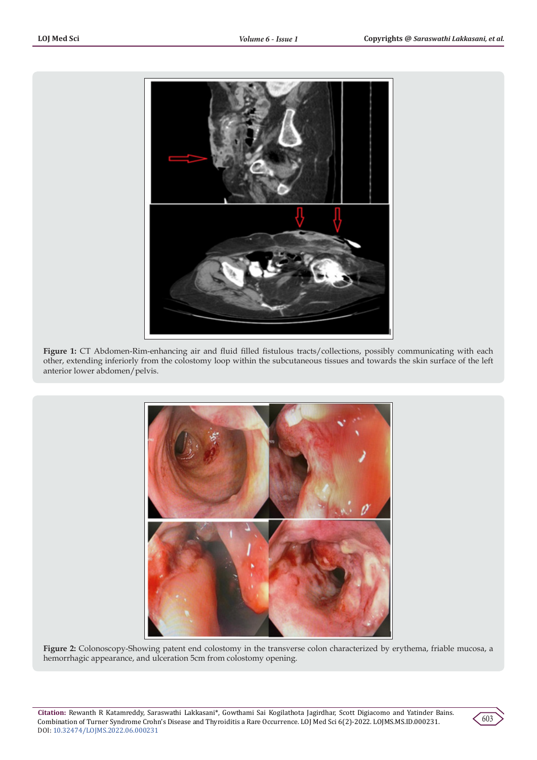**Figure 1:** CT Abdomen-Rim-enhancing air and fluid filled fistulous tracts/collections, possibly communicating with each other, extending inferiorly from the colostomy loop within the subcutaneous tissues and towards the skin surface of the left anterior lower abdomen/pelvis.

**Figure 2:** Colonoscopy-Showing patent end colostomy in the transverse colon characterized by erythema, friable mucosa, a hemorrhagic appearance, and ulceration 5cm from colostomy opening.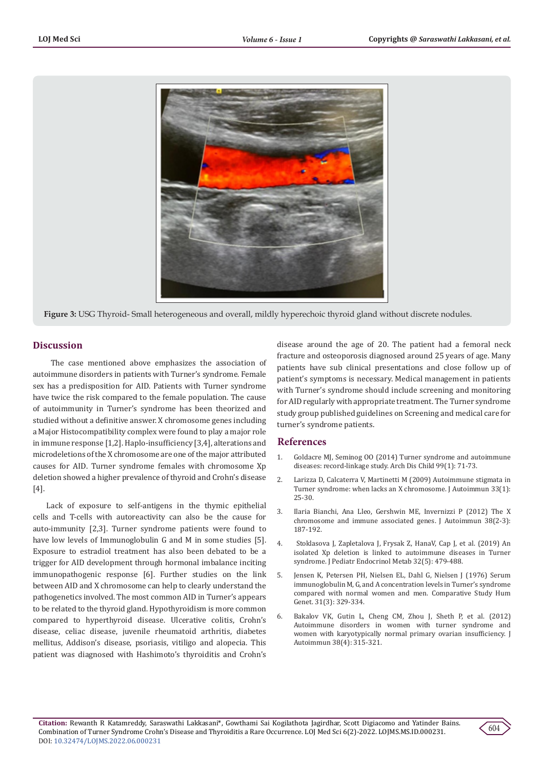**Figure 3:** USG Thyroid- Small heterogeneous and overall, mildly hyperechoic thyroid gland without discrete nodules.

## Discussion

The case mentioned above emphasizes the association of autoimmune disorders in patients with Turner's syndrome. Female sex has a predisposition for AID. Patients with Turner syndrome have twice the risk compared to the female population. The cause of autoimmunity in Turner's syndrome has been theorized and studied without a definitive answer. X chromosome genes including a Major Histocompatibility complex were found to play a major role in immune response [1,2]. Haplo-insufficiency [3,4], alterations and microdeletions of the X chromosome are one of the major attributed causes for AID. Turner syndrome females with chromosome Xp deletion showed a higher prevalence of thyroid and Crohn's disease [4].

Lack of exposure to self-antigens in the thymic epithelial cells and T-cells with autoreactivity can also be the cause for auto-immunity [2,3]. Turner syndrome patients were found to have low levels of Immunoglobulin G and M in some studies [5]. Exposure to estradiol treatment has also been debated to be a trigger for AID development through hormonal imbalance inciting immunopathogenic response [6]. Further studies on the link between AID and X chromosome can help to clearly understand the pathogenetics involved. The most common AID in Turner's appears to be related to the thyroid gland. Hypothyroidism is more common compared to hyperthyroid disease. Ulcerative colitis, Crohn's disease, celiac disease, juvenile rheumatoid arthritis, diabetes mellitus, Addison's disease, psoriasis, vitiligo and alopecia. This patient was diagnosed with Hashimoto's thyroiditis and Crohn's disease around the age of 20. The patient had a femoral neck fracture and osteoporosis diagnosed around 25 years of age. Many patients have sub clinical presentations and close follow up of patient's symptoms is necessary. Medical management in patients with Turner's syndrome should include screening and monitoring for AID regularly with appropriate treatment. The Turner syndrome study group published guidelines on Screening and medical care for turner's syndrome patients.

## References

1. Goldacre MJ, Seminog OO (2014) Turner syndrome and autoimmune diseases: record-linkage study. Arch Dis Child 99(1): 71-73.
2. Larizza D, Calcaterra V, Martinetti M (2009) Autoimmune stigmata in Turner syndrome: when lacks an X chromosome. J Autoimmun 33(1): 25-30.
3. Ilaria Bianchi, Ana Lleo, Gershwin ME, Invernizzi P (2012) The X chromosome and immune associated genes. J Autoimmun 38(2-3): 187-192.
4. Stoklasova J, Zapletalova J, Frysak Z, HanaV, Cap J, et al. (2019) An isolated Xp deletion is linked to autoimmune diseases in Turner syndrome. J Pediatr Endocrinol Metab 32(5): 479-488.
5. Jensen K, Petersen PH, Nielsen EL, Dahl G, Nielsen J (1976) Serum immunoglobulin M, G, and A concentration levels in Turner's syndrome compared with normal women and men. Comparative Study Hum Genet. 31(3): 329-334.
6. Bakalov VK, Gutin L, Cheng CM, Zhou J, Sheth P, et al. (2012) Autoimmune disorders in women with turner syndrome and women with karyotypically normal primary ovarian insufficiency. J Autoimmun 38(4): 315-321.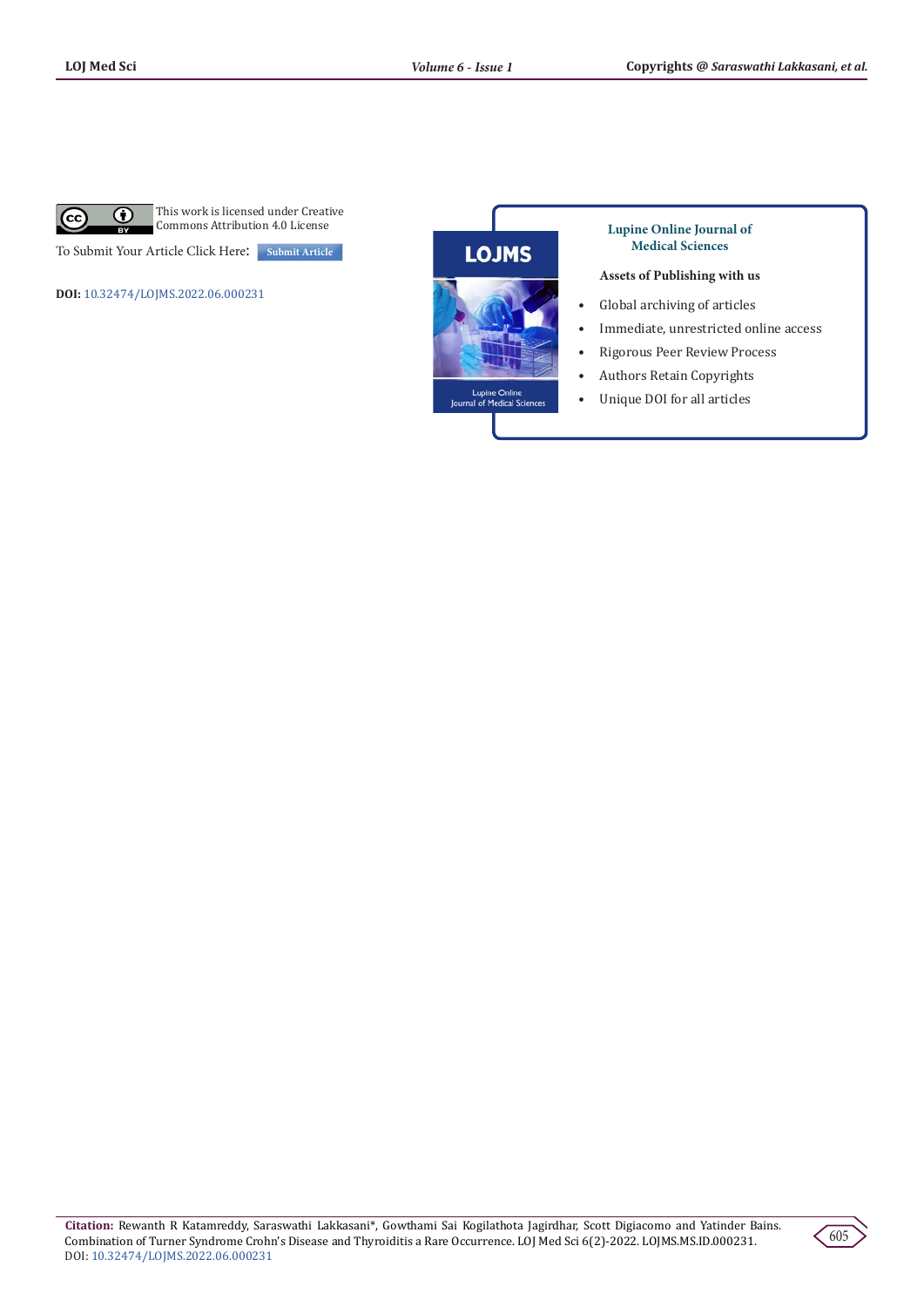This work is licensed under Creative Commons Attribution 4.0 License

To Submit Your Article Click Here: Submit Article

**DOI:** 10.32474/LOJMS.2022.06.000231

**Lupine Online Journal of Medical Sciences**

**Assets of Publishing with us**

- Global archiving of articles
- Immediate, unrestricted online access
- Rigorous Peer Review Process
- Authors Retain Copyrights
- Unique DOI for all articles

**Citation:** Rewanth R Katamreddy, Saraswathi Lakkasani*, Gowthami Sai Kogilathota Jagirdhar, Scott Digiacomo and Yatinder Bains. Combination of Turner Syndrome Crohn's Disease and Thyroiditis a Rare Occurrence. LOJ Med Sci 6(2)-2022. LOJMS.MS.ID.000231. DOI: 10.32474/LOJMS.2022.06.000231